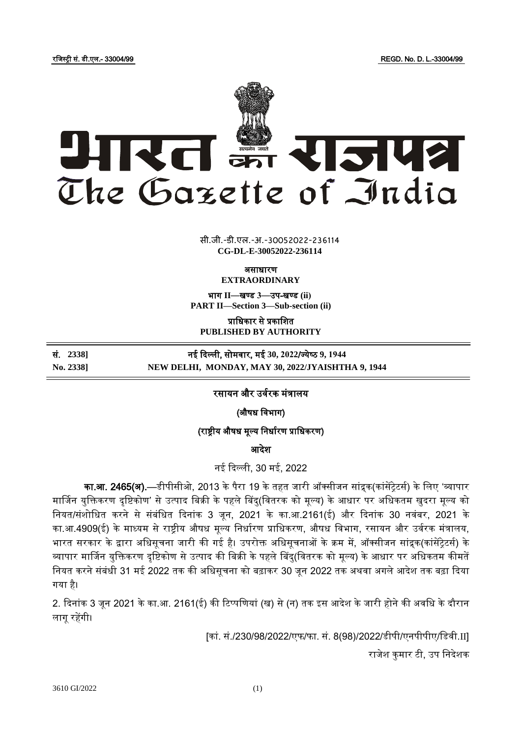रजिस्ट्री सं. डी.एल.- 33004/99 REGD. No. D. L.-33004/99

# भारत का राजपत्र
# The Gazette of India

सी.जी.-डी.एल.-अ.-30052022-236114
**CG-DL-E-30052022-236114**

**असाधारण**
**EXTRAORDINARY**

**भाग II—खण्ड 3—उप-खण्ड (ii)**
**PART II—Section 3—Sub-section (ii)**

**प्राधिकार से प्रकाशित**
**PUBLISHED BY AUTHORITY**

| | |
|---|---|
| **सं. 2338]** | **नई दिल्ली, सोमवार, मई 30, 2022/ज्येष्ठ 9, 1944** |
| **No. 2338]** | **NEW DELHI, MONDAY, MAY 30, 2022/JYAISHTHA 9, 1944** |

**रसायन और उर्वरक मंत्रालय**

**(औषध विभाग)**

**(राष्ट्रीय औषध मूल्य निर्धारण प्राधिकरण)**

**आदेश**

नई दिल्ली, 30 मई, 2022

**का.आ. 2465(अ).**—डीपीसीओ, 2013 के पैरा 19 के तहत जारी ऑक्सीजन सांद्रक(कांसेंट्रेटर्स) के लिए 'व्यापार मार्जिन युक्तिकरण दृष्टिकोण' से उत्पाद बिक्री के पहले बिंदु(वितरक को मूल्य) के आधार पर अधिकतम खुदरा मूल्य को नियत/संशोधित करने से संबंधित दिनांक 3 जून, 2021 के का.आ.2161(ई) और दिनांक 30 नवंबर, 2021 के का.आ.4909(ई) के माध्यम से राष्ट्रीय औषध मूल्य निर्धारण प्राधिकरण, औषध विभाग, रसायन और उर्वरक मंत्रालय, भारत सरकार के द्वारा अधिसूचना जारी की गई है। उपरोक्त अधिसूचनाओं के क्रम में, ऑक्सीजन सांद्रक(कांसेंट्रेटर्स) के व्यापार मार्जिन युक्तिकरण दृष्टिकोण से उत्पाद की बिक्री के पहले बिंदु(वितरक को मूल्य) के आधार पर अधिकतम कीमतें नियत करने संबंधी 31 मई 2022 तक की अधिसूचना को बढ़ाकर 30 जून 2022 तक अथवा अगले आदेश तक बढ़ा दिया गया है।

2. दिनांक 3 जून 2021 के का.आ. 2161(ई) की टिप्पणियां (ख) से (न) तक इस आदेश के जारी होने की अवधि के दौरान लागू रहेंगी।

[कां. सं./230/98/2022/एफ/फा. सं. 8(98)/2022/डीपी/एनपीपीए/डिवी.II]

राजेश कुमार टी, उप निदेशक

3610 GI/2022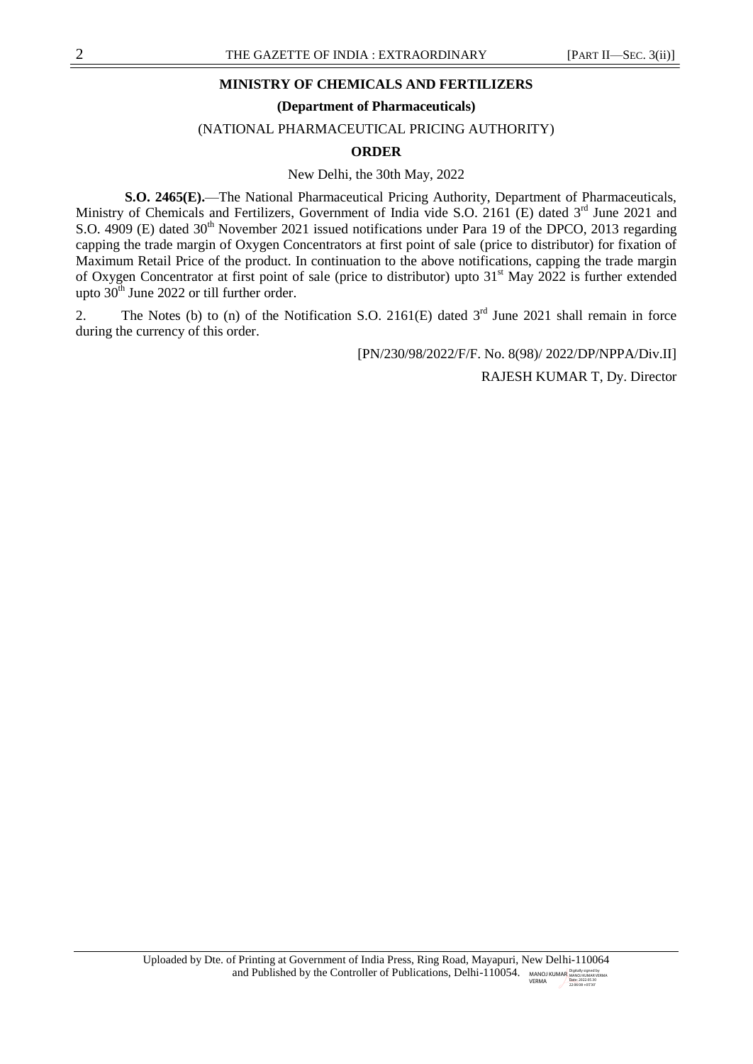## MINISTRY OF CHEMICALS AND FERTILIZERS

**(Department of Pharmaceuticals)**

(NATIONAL PHARMACEUTICAL PRICING AUTHORITY)

**ORDER**

New Delhi, the 30th May, 2022

**S.O. 2465(E).**—The National Pharmaceutical Pricing Authority, Department of Pharmaceuticals, Ministry of Chemicals and Fertilizers, Government of India vide S.O. 2161 (E) dated 3rd June 2021 and S.O. 4909 (E) dated 30th November 2021 issued notifications under Para 19 of the DPCO, 2013 regarding capping the trade margin of Oxygen Concentrators at first point of sale (price to distributor) for fixation of Maximum Retail Price of the product. In continuation to the above notifications, capping the trade margin of Oxygen Concentrator at first point of sale (price to distributor) upto 31st May 2022 is further extended upto 30th June 2022 or till further order.

2. The Notes (b) to (n) of the Notification S.O. 2161(E) dated 3rd June 2021 shall remain in force during the currency of this order.

[PN/230/98/2022/F/F. No. 8(98)/ 2022/DP/NPPA/Div.II]

RAJESH KUMAR T, Dy. Director

Uploaded by Dte. of Printing at Government of India Press, Ring Road, Mayapuri, New Delhi-110064 and Published by the Controller of Publications, Delhi-110054.